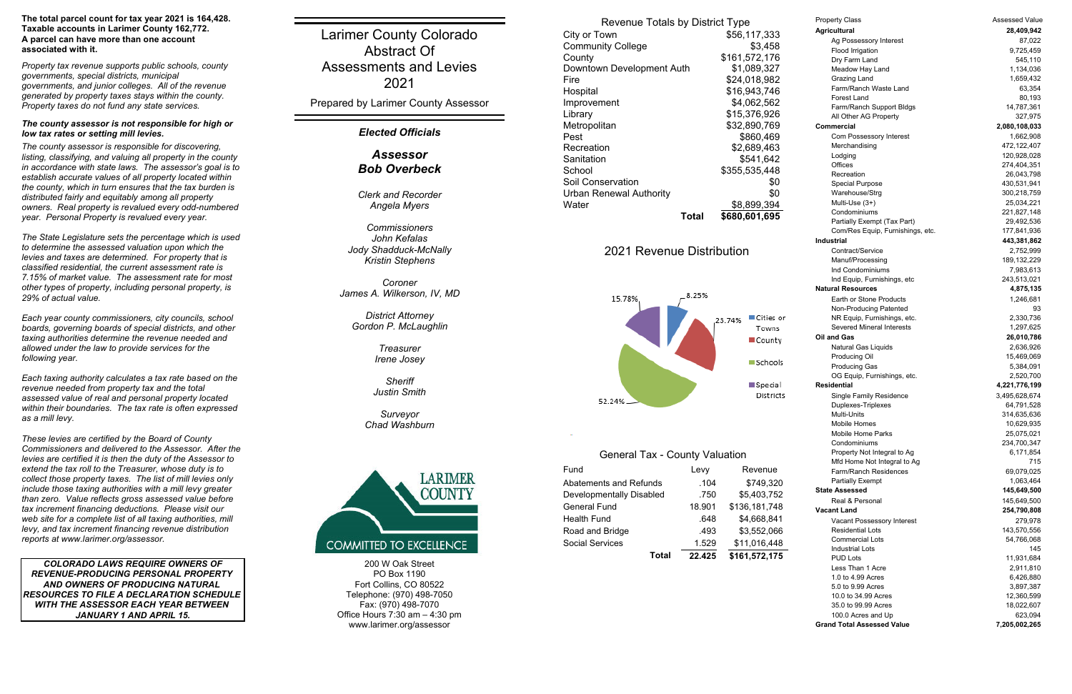**The total parcel count for tax year 2021 is 164,428. Taxable accounts in Larimer County 162,772. A parcel can have more than one account associated with it.**

*Property tax revenue supports public schools, county governments, special districts, municipal governments, and junior colleges. All of the revenue generated by property taxes stays within the county. Property taxes do not fund any state services.*

***The county assessor is not responsible for high or low tax rates or setting mill levies.***

*The county assessor is responsible for discovering, listing, classifying, and valuing all property in the county in accordance with state laws. The assessor's goal is to establish accurate values of all property located within the county, which in turn ensures that the tax burden is distributed fairly and equitably among all property owners. Real property is revalued every odd-numbered year. Personal Property is revalued every year.*

*The State Legislature sets the percentage which is used to determine the assessed valuation upon which the levies and taxes are determined. For property that is classified residential, the current assessment rate is 7.15% of market value. The assessment rate for most other types of property, including personal property, is 29% of actual value.*

*Each year county commissioners, city councils, school boards, governing boards of special districts, and other taxing authorities determine the revenue needed and allowed under the law to provide services for the following year.*

*Each taxing authority calculates a tax rate based on the revenue needed from property tax and the total assessed value of real and personal property located within their boundaries. The tax rate is often expressed as a mill levy.*

*These levies are certified by the Board of County Commissioners and delivered to the Assessor. After the levies are certified it is then the duty of the Assessor to extend the tax roll to the Treasurer, whose duty is to collect those property taxes. The list of mill levies only include those taxing authorities with a mill levy greater than zero. Value reflects gross assessed value before tax increment financing deductions. Please visit our web site for a complete list of all taxing authorities, mill levy, and tax increment financing revenue distribution reports at www.larimer.org/assessor.*

***COLORADO LAWS REQUIRE OWNERS OF REVENUE-PRODUCING PERSONAL PROPERTY AND OWNERS OF PRODUCING NATURAL RESOURCES TO FILE A DECLARATION SCHEDULE WITH THE ASSESSOR EACH YEAR BETWEEN JANUARY 1 AND APRIL 15.***

# Larimer County Colorado Abstract Of Assessments and Levies 2021

Prepared by Larimer County Assessor

## *Elected Officials*

***Assessor***
***Bob Overbeck***

*Clerk and Recorder*
*Angela Myers*

*Commissioners*
*John Kefalas*
*Jody Shadduck-McNally*
*Kristin Stephens*

*Coroner*
*James A. Wilkerson, IV, MD*

*District Attorney*
*Gordon P. McLaughlin*

*Treasurer*
*Irene Josey*

*Sheriff*
*Justin Smith*

*Surveyor*
*Chad Washburn*

LARIMER COUNTY
COMMITTED TO EXCELLENCE

200 W Oak Street
PO Box 1190
Fort Collins, CO 80522
Telephone: (970) 498-7050
Fax: (970) 498-7070
Office Hours 7:30 am – 4:30 pm
www.larimer.org/assessor

## Revenue Totals by District Type

| District Type | Revenue |
|---|---|
| City or Town | $56,117,333 |
| Community College | $3,458 |
| County | $161,572,176 |
| Downtown Development Auth | $1,089,327 |
| Fire | $24,018,982 |
| Hospital | $16,943,746 |
| Improvement | $4,062,562 |
| Library | $15,376,926 |
| Metropolitan | $32,890,769 |
| Pest | $860,469 |
| Recreation | $2,689,463 |
| Sanitation | $541,642 |
| School | $355,535,448 |
| Soil Conservation | $0 |
| Urban Renewal Authority | $0 |
| Water | $8,899,394 |
| **Total** | **$680,601,695** |

## 2021 Revenue Distribution

| Category | Percent |
|---|---|
| Cities or Towns | 8.25% |
| County | 23.74% |
| Schools | 52.24% |
| Special Districts | 15.78% |

## General Tax - County Valuation

| Fund | Levy | Revenue |
|---|---|---|
| Abatements and Refunds | .104 | $749,320 |
| Developmentally Disabled | .750 | $5,403,752 |
| General Fund | 18.901 | $136,181,748 |
| Health Fund | .648 | $4,668,841 |
| Road and Bridge | .493 | $3,552,066 |
| Social Services | 1.529 | $11,016,448 |
| **Total** | **22.425** | **$161,572,175** |

| Property Class | Assessed Value |
|---|---|
| **Agricultural** | **28,409,942** |
| Ag Possessory Interest | 87,022 |
| Flood Irrigation | 9,725,459 |
| Dry Farm Land | 545,110 |
| Meadow Hay Land | 1,134,036 |
| Grazing Land | 1,659,432 |
| Farm/Ranch Waste Land | 63,354 |
| Forest Land | 80,193 |
| Farm/Ranch Support Bldgs | 14,787,361 |
| All Other AG Property | 327,975 |
| **Commercial** | **2,080,108,033** |
| Com Possessory Interest | 1,662,908 |
| Merchandising | 472,122,407 |
| Lodging | 120,928,028 |
| Offices | 274,404,351 |
| Recreation | 26,043,798 |
| Special Purpose | 430,531,941 |
| Warehouse/Strg | 300,218,759 |
| Multi-Use (3+) | 25,034,221 |
| Condominiums | 221,827,148 |
| Partially Exempt (Tax Part) | 29,492,536 |
| Com/Res Equip, Furnishings, etc. | 177,841,936 |
| **Industrial** | **443,381,862** |
| Contract/Service | 2,752,999 |
| Manuf/Processing | 189,132,229 |
| Ind Condominiums | 7,983,613 |
| Ind Equip, Furnishings, etc | 243,513,021 |
| **Natural Resources** | **4,875,135** |
| Earth or Stone Products | 1,246,681 |
| Non-Producing Patented | 93 |
| NR Equip, Furnishings, etc. | 2,330,736 |
| Severed Mineral Interests | 1,297,625 |
| **Oil and Gas** | **26,010,786** |
| Natural Gas Liquids | 2,636,926 |
| Producing Oil | 15,469,069 |
| Producing Gas | 5,384,091 |
| OG Equip, Furnishings, etc. | 2,520,700 |
| **Residential** | **4,221,776,199** |
| Single Family Residence | 3,495,628,674 |
| Duplexes-Triplexes | 64,791,528 |
| Multi-Units | 314,635,636 |
| Mobile Homes | 10,629,935 |
| Mobile Home Parks | 25,075,021 |
| Condominiums | 234,700,347 |
| Property Not Integral to Ag | 6,171,854 |
| Mfd Home Not Integral to Ag | 715 |
| Farm/Ranch Residences | 69,079,025 |
| Partially Exempt | 1,063,464 |
| **State Assessed** | **145,649,500** |
| Real & Personal | 145,649,500 |
| **Vacant Land** | **254,790,808** |
| Vacant Possessory Interest | 279,978 |
| Residential Lots | 143,570,556 |
| Commercial Lots | 54,766,068 |
| Industrial Lots | 145 |
| PUD Lots | 11,931,684 |
| Less Than 1 Acre | 2,911,810 |
| 1.0 to 4.99 Acres | 6,426,880 |
| 5.0 to 9.99 Acres | 3,897,387 |
| 10.0 to 34.99 Acres | 12,360,599 |
| 35.0 to 99.99 Acres | 18,022,607 |
| 100.0 Acres and Up | 623,094 |
| **Grand Total Assessed Value** | **7,205,002,265** |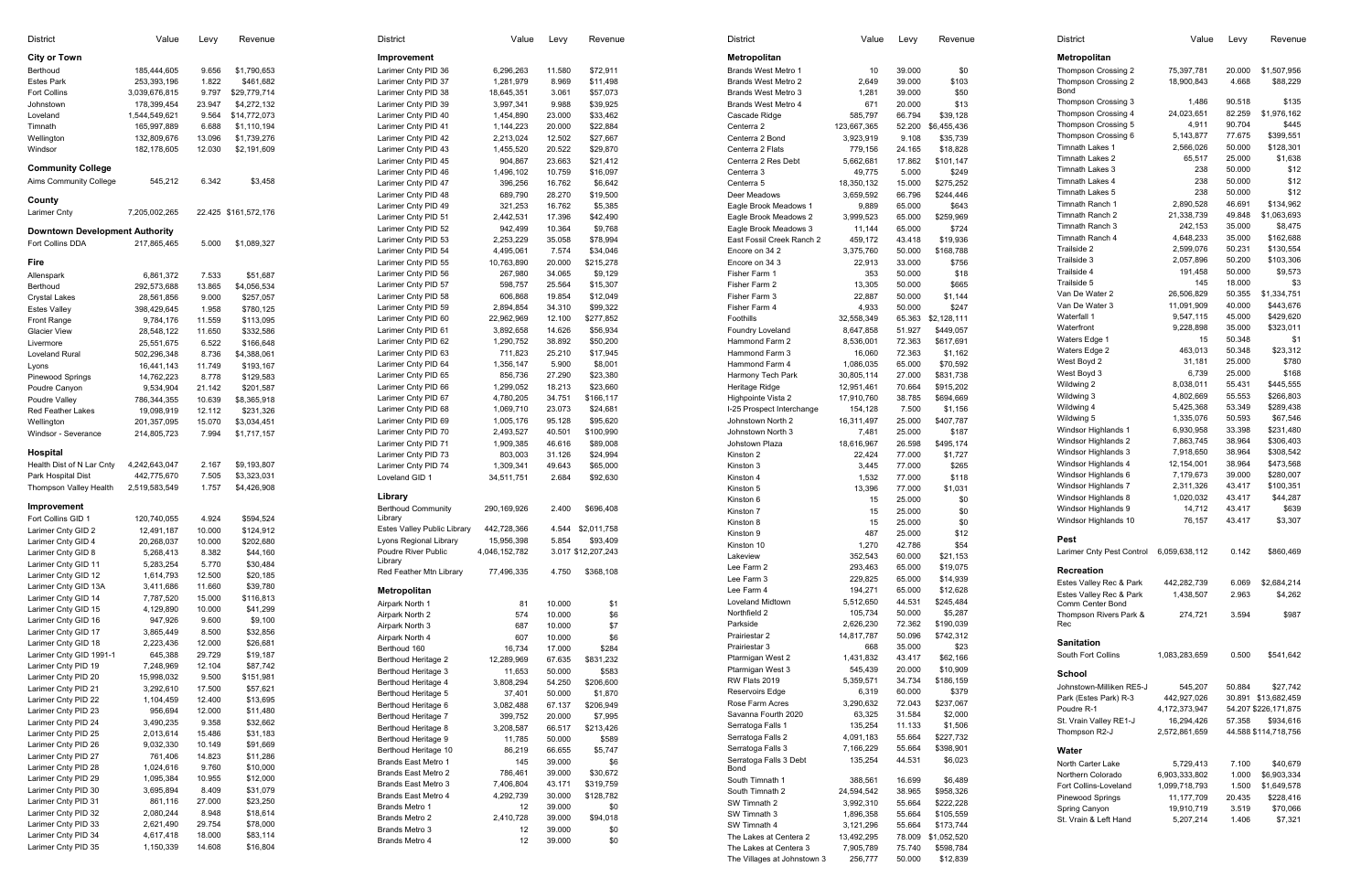| District | Value | Levy | Revenue |
|---|---|---|---|
| **City or Town** | | | |
| Berthoud | 185,444,605 | 9.656 | $1,790,653 |
| Estes Park | 253,393,196 | 1.822 | $461,682 |
| Fort Collins | 3,039,676,815 | 9.797 | $29,779,714 |
| Johnstown | 178,399,454 | 23.947 | $4,272,132 |
| Loveland | 1,544,549,621 | 9.564 | $14,772,073 |
| Timnath | 165,997,889 | 6.688 | $1,110,194 |
| Wellington | 132,809,676 | 13.096 | $1,739,276 |
| Windsor | 182,178,605 | 12.030 | $2,191,609 |
| **Community College** | | | |
| Aims Community College | 545,212 | 6.342 | $3,458 |
| **County** | | | |
| Larimer Cnty | 7,205,002,265 | 22.425 | $161,572,176 |
| **Downtown Development Authority** | | | |
| Fort Collins DDA | 217,865,465 | 5.000 | $1,089,327 |
| **Fire** | | | |
| Allenspark | 6,861,372 | 7.533 | $51,687 |
| Berthoud | 292,573,688 | 13.865 | $4,056,534 |
| Crystal Lakes | 28,561,856 | 9.000 | $257,057 |
| Estes Valley | 398,429,645 | 1.958 | $780,125 |
| Front Range | 9,784,176 | 11.559 | $113,095 |
| Glacier View | 28,548,122 | 11.650 | $332,586 |
| Livermore | 25,551,675 | 6.522 | $166,648 |
| Loveland Rural | 502,296,348 | 8.736 | $4,388,061 |
| Lyons | 16,441,143 | 11.749 | $193,167 |
| Pinewood Springs | 14,762,223 | 8.778 | $129,583 |
| Poudre Canyon | 9,534,904 | 21.142 | $201,587 |
| Poudre Valley | 786,344,355 | 10.639 | $8,365,918 |
| Red Feather Lakes | 19,098,919 | 12.112 | $231,326 |
| Wellington | 201,357,095 | 15.070 | $3,034,451 |
| Windsor - Severance | 214,805,723 | 7.994 | $1,717,157 |
| **Hospital** | | | |
| Health Dist of N Lar Cnty | 4,242,643,047 | 2.167 | $9,193,807 |
| Park Hospital Dist | 442,775,670 | 7.505 | $3,323,031 |
| Thompson Valley Health | 2,519,583,549 | 1.757 | $4,426,908 |
| **Improvement** | | | |
| Fort Collins GID 1 | 120,740,055 | 4.924 | $594,524 |
| Larimer Cnty GID 2 | 12,491,187 | 10.000 | $124,912 |
| Larimer Cnty GID 4 | 20,268,037 | 10.000 | $202,680 |
| Larimer Cnty GID 8 | 5,268,413 | 8.382 | $44,160 |
| Larimer Cnty GID 11 | 5,283,254 | 5.770 | $30,484 |
| Larimer Cnty GID 12 | 1,614,793 | 12.500 | $20,185 |
| Larimer Cnty GID 13A | 3,411,686 | 11.660 | $39,780 |
| Larimer Cnty GID 14 | 7,787,520 | 15.000 | $116,813 |
| Larimer Cnty GID 15 | 4,129,890 | 10.000 | $41,299 |
| Larimer Cnty GID 16 | 947,926 | 9.600 | $9,100 |
| Larimer Cnty GID 17 | 3,865,449 | 8.500 | $32,856 |
| Larimer Cnty GID 18 | 2,223,436 | 12.000 | $26,681 |
| Larimer Cnty GID 1991-1 | 645,388 | 29.729 | $19,187 |
| Larimer Cnty PID 19 | 7,248,969 | 12.104 | $87,742 |
| Larimer Cnty PID 20 | 15,998,032 | 9.500 | $151,981 |
| Larimer Cnty PID 21 | 3,292,610 | 17.500 | $57,621 |
| Larimer Cnty PID 22 | 1,104,459 | 12.400 | $13,695 |
| Larimer Cnty PID 23 | 956,694 | 12.000 | $11,480 |
| Larimer Cnty PID 24 | 3,490,235 | 9.358 | $32,662 |
| Larimer Cnty PID 25 | 2,013,614 | 15.486 | $31,183 |
| Larimer Cnty PID 26 | 9,032,330 | 10.149 | $91,669 |
| Larimer Cnty PID 27 | 761,406 | 14.823 | $11,286 |
| Larimer Cnty PID 28 | 1,024,616 | 9.760 | $10,000 |
| Larimer Cnty PID 29 | 1,095,384 | 10.955 | $12,000 |
| Larimer Cnty PID 30 | 3,695,894 | 8.409 | $31,079 |
| Larimer Cnty PID 31 | 861,116 | 27.000 | $23,250 |
| Larimer Cnty PID 32 | 2,080,244 | 8.948 | $18,614 |
| Larimer Cnty PID 33 | 2,621,490 | 29.754 | $78,000 |
| Larimer Cnty PID 34 | 4,617,418 | 18.000 | $83,114 |
| Larimer Cnty PID 35 | 1,150,339 | 14.608 | $16,804 |
| Larimer Cnty PID 36 | 6,296,263 | 11.580 | $72,911 |
| Larimer Cnty PID 37 | 1,281,979 | 8.969 | $11,498 |
| Larimer Cnty PID 38 | 18,645,351 | 3.061 | $57,073 |
| Larimer Cnty PID 39 | 3,997,341 | 9.988 | $39,925 |
| Larimer Cnty PID 40 | 1,454,890 | 23.000 | $33,462 |
| Larimer Cnty PID 41 | 1,144,223 | 20.000 | $22,884 |
| Larimer Cnty PID 42 | 2,213,024 | 12.502 | $27,667 |
| Larimer Cnty PID 43 | 1,455,520 | 20.522 | $29,870 |
| Larimer Cnty PID 45 | 904,867 | 23.663 | $21,412 |
| Larimer Cnty PID 46 | 1,496,102 | 10.759 | $16,097 |
| Larimer Cnty PID 47 | 396,256 | 16.762 | $6,642 |
| Larimer Cnty PID 48 | 689,790 | 28.270 | $19,500 |
| Larimer Cnty PID 49 | 321,253 | 16.762 | $5,385 |
| Larimer Cnty PID 51 | 2,442,531 | 17.396 | $42,490 |
| Larimer Cnty PID 52 | 942,499 | 10.364 | $9,768 |
| Larimer Cnty PID 53 | 2,253,229 | 35.058 | $78,994 |
| Larimer Cnty PID 54 | 4,495,061 | 7.574 | $34,046 |
| Larimer Cnty PID 55 | 10,763,890 | 20.000 | $215,278 |
| Larimer Cnty PID 56 | 267,980 | 34.065 | $9,129 |
| Larimer Cnty PID 57 | 598,757 | 25.564 | $15,307 |
| Larimer Cnty PID 58 | 606,868 | 19.854 | $12,049 |
| Larimer Cnty PID 59 | 2,894,854 | 34.310 | $99,322 |
| Larimer Cnty PID 60 | 22,962,969 | 12.100 | $277,852 |
| Larimer Cnty PID 61 | 3,892,658 | 14.626 | $56,934 |
| Larimer Cnty PID 62 | 1,290,752 | 38.892 | $50,200 |
| Larimer Cnty PID 63 | 711,823 | 25.210 | $17,945 |
| Larimer Cnty PID 64 | 1,356,147 | 5.900 | $8,001 |
| Larimer Cnty PID 65 | 856,736 | 27.290 | $23,380 |
| Larimer Cnty PID 66 | 1,299,052 | 18.213 | $23,660 |
| Larimer Cnty PID 67 | 4,780,205 | 34.751 | $166,117 |
| Larimer Cnty PID 68 | 1,069,710 | 23.073 | $24,681 |
| Larimer Cnty PID 69 | 1,005,176 | 95.128 | $95,620 |
| Larimer Cnty PID 70 | 2,493,527 | 40.501 | $100,990 |
| Larimer Cnty PID 71 | 1,909,385 | 46.616 | $89,008 |
| Larimer Cnty PID 73 | 803,003 | 31.126 | $24,994 |
| Larimer Cnty PID 74 | 1,309,341 | 49.643 | $65,000 |
| Loveland GID 1 | 34,511,751 | 2.684 | $92,630 |
| **Library** | | | |
| Berthoud Community Library | 290,169,926 | 2.400 | $696,408 |
| Estes Valley Public Library | 442,728,366 | 4.544 | $2,011,758 |
| Lyons Regional Library | 15,956,398 | 5.854 | $93,409 |
| Poudre River Public Library | 4,046,152,782 | 3.017 | $12,207,243 |
| Red Feather Mtn Library | 77,496,335 | 4.750 | $368,108 |
| **Metropolitan** | | | |
| Airpark North 1 | 81 | 10.000 | $1 |
| Airpark North 2 | 574 | 10.000 | $6 |
| Airpark North 3 | 687 | 10.000 | $7 |
| Airpark North 4 | 607 | 10.000 | $6 |
| Berthoud 160 | 16,734 | 17.000 | $284 |
| Berthoud Heritage 2 | 12,289,969 | 67.635 | $831,232 |
| Berthoud Heritage 3 | 11,653 | 50.000 | $583 |
| Berthoud Heritage 4 | 3,808,294 | 54.250 | $206,600 |
| Berthoud Heritage 5 | 37,401 | 50.000 | $1,870 |
| Berthoud Heritage 6 | 3,082,488 | 67.137 | $206,949 |
| Berthoud Heritage 7 | 399,752 | 20.000 | $7,995 |
| Berthoud Heritage 8 | 3,208,587 | 66.517 | $213,426 |
| Berthoud Heritage 9 | 11,785 | 50.000 | $589 |
| Berthoud Heritage 10 | 86,219 | 66.655 | $5,747 |
| Brands East Metro 1 | 145 | 39.000 | $6 |
| Brands East Metro 2 | 786,461 | 39.000 | $30,672 |
| Brands East Metro 3 | 7,406,804 | 43.171 | $319,759 |
| Brands East Metro 4 | 4,292,739 | 30.000 | $128,782 |
| Brands Metro 1 | 12 | 39.000 | $0 |
| Brands Metro 2 | 2,410,728 | 39.000 | $94,018 |
| Brands Metro 3 | 12 | 39.000 | $0 |
| Brands Metro 4 | 12 | 39.000 | $0 |
| Brands West Metro 1 | 10 | 39.000 | $0 |
| Brands West Metro 2 | 2,649 | 39.000 | $103 |
| Brands West Metro 3 | 1,281 | 39.000 | $50 |
| Brands West Metro 4 | 671 | 20.000 | $13 |
| Cascade Ridge | 585,797 | 66.794 | $39,128 |
| Centerra 2 | 123,667,365 | 52.200 | $6,455,436 |
| Centerra 2 Bond | 3,923,919 | 9.108 | $35,739 |
| Centerra 2 Flats | 779,156 | 24.165 | $18,828 |
| Centerra 2 Res Debt | 5,662,681 | 17.862 | $101,147 |
| Centerra 3 | 49,775 | 5.000 | $249 |
| Centerra 5 | 18,350,132 | 15.000 | $275,252 |
| Deer Meadows | 3,659,592 | 66.796 | $244,446 |
| Eagle Brook Meadows 1 | 9,889 | 65.000 | $643 |
| Eagle Brook Meadows 2 | 3,999,523 | 65.000 | $259,969 |
| Eagle Brook Meadows 3 | 11,144 | 65.000 | $724 |
| East Fossil Creek Ranch 2 | 459,172 | 43.418 | $19,936 |
| Encore on 34 2 | 3,375,760 | 50.000 | $168,788 |
| Encore on 34 3 | 22,913 | 33.000 | $756 |
| Fisher Farm 1 | 353 | 50.000 | $18 |
| Fisher Farm 2 | 13,305 | 50.000 | $665 |
| Fisher Farm 3 | 22,887 | 50.000 | $1,144 |
| Fisher Farm 4 | 4,933 | 50.000 | $247 |
| Foothills | 32,558,349 | 65.363 | $2,128,111 |
| Foundry Loveland | 8,647,858 | 51.927 | $449,057 |
| Hammond Farm 2 | 8,536,001 | 72.363 | $617,691 |
| Hammond Farm 3 | 16,060 | 72.363 | $1,162 |
| Hammond Farm 4 | 1,086,035 | 65.000 | $70,592 |
| Harmony Tech Park | 30,805,114 | 27.000 | $831,738 |
| Heritage Ridge | 12,951,461 | 70.664 | $915,202 |
| Highpointe Vista 2 | 17,910,760 | 38.785 | $694,669 |
| I-25 Prospect Interchange | 154,128 | 7.500 | $1,156 |
| Johnstown North 2 | 16,311,497 | 25.000 | $407,787 |
| Johnstown North 3 | 7,481 | 25.000 | $187 |
| Johstown Plaza | 18,616,967 | 26.598 | $495,174 |
| Kinston 2 | 22,424 | 77.000 | $1,727 |
| Kinston 3 | 3,445 | 77.000 | $265 |
| Kinston 4 | 1,532 | 77.000 | $118 |
| Kinston 5 | 13,396 | 77.000 | $1,031 |
| Kinston 6 | 15 | 25.000 | $0 |
| Kinston 7 | 15 | 25.000 | $0 |
| Kinston 8 | 15 | 25.000 | $0 |
| Kinston 9 | 487 | 25.000 | $12 |
| Kinston 10 | 1,270 | 42.786 | $54 |
| Lakeview | 352,543 | 60.000 | $21,153 |
| Lee Farm 2 | 293,463 | 65.000 | $19,075 |
| Lee Farm 3 | 229,825 | 65.000 | $14,939 |
| Lee Farm 4 | 194,271 | 65.000 | $12,628 |
| Loveland Midtown | 5,512,650 | 44.531 | $245,484 |
| Northfield 2 | 105,734 | 50.000 | $5,287 |
| Parkside | 2,626,230 | 72.362 | $190,039 |
| Prairiestar 2 | 14,817,787 | 50.096 | $742,312 |
| Prairiestar 3 | 668 | 35.000 | $23 |
| Ptarmigan West 2 | 1,431,832 | 43.417 | $62,166 |
| Ptarmigan West 3 | 545,439 | 20.000 | $10,909 |
| RW Flats 2019 | 5,359,571 | 34.734 | $186,159 |
| Reservoirs Edge | 6,319 | 60.000 | $379 |
| Rose Farm Acres | 3,290,632 | 72.043 | $237,067 |
| Savanna Fourth 2020 | 63,325 | 31.584 | $2,000 |
| Serratoga Falls 1 | 135,254 | 11.133 | $1,506 |
| Serratoga Falls 2 | 4,091,183 | 55.664 | $227,732 |
| Serratoga Falls 3 | 7,166,229 | 55.664 | $398,901 |
| Serratoga Falls 3 Debt Bond | 135,254 | 44.531 | $6,023 |
| South Timnath 1 | 388,561 | 16.699 | $6,489 |
| South Timnath 2 | 24,594,542 | 38.965 | $958,326 |
| SW Timnath 2 | 3,992,310 | 55.664 | $222,228 |
| SW Timnath 3 | 1,896,358 | 55.664 | $105,559 |
| SW Timnath 4 | 3,121,296 | 55.664 | $173,744 |
| The Lakes at Centera 2 | 13,492,295 | 78.009 | $1,052,520 |
| The Lakes at Centera 3 | 7,905,789 | 75.740 | $598,784 |
| The Villages at Johnstown 3 | 256,777 | 50.000 | $12,839 |
| Thompson Crossing 2 | 75,397,781 | 20.000 | $1,507,956 |
| Thompson Crossing 2 Bond | 18,900,843 | 4.668 | $88,229 |
| Thompson Crossing 3 | 1,486 | 90.518 | $135 |
| Thompson Crossing 4 | 24,023,651 | 82.259 | $1,976,162 |
| Thompson Crossing 5 | 4,911 | 90.704 | $445 |
| Thompson Crossing 6 | 5,143,877 | 77.675 | $399,551 |
| Timnath Lakes 1 | 2,566,026 | 50.000 | $128,301 |
| Timnath Lakes 2 | 65,517 | 25.000 | $1,638 |
| Timnath Lakes 3 | 238 | 50.000 | $12 |
| Timnath Lakes 4 | 238 | 50.000 | $12 |
| Timnath Lakes 5 | 238 | 50.000 | $12 |
| Timnath Ranch 1 | 2,890,528 | 46.691 | $134,962 |
| Timnath Ranch 2 | 21,338,739 | 49.848 | $1,063,693 |
| Timnath Ranch 3 | 242,153 | 35.000 | $8,475 |
| Timnath Ranch 4 | 4,648,233 | 35.000 | $162,688 |
| Trailside 2 | 2,599,076 | 50.231 | $130,554 |
| Trailside 3 | 2,057,896 | 50.200 | $103,306 |
| Trailside 4 | 191,458 | 50.000 | $9,573 |
| Trailside 5 | 145 | 18.000 | $3 |
| Van De Water 2 | 26,506,829 | 50.355 | $1,334,751 |
| Van De Water 3 | 11,091,909 | 40.000 | $443,676 |
| Waterfall 1 | 9,547,115 | 45.000 | $429,620 |
| Waterfront | 9,228,898 | 35.000 | $323,011 |
| Waters Edge 1 | 15 | 50.348 | $1 |
| Waters Edge 2 | 463,013 | 50.348 | $23,312 |
| West Boyd 2 | 31,181 | 25.000 | $780 |
| West Boyd 3 | 6,739 | 25.000 | $168 |
| Wildwing 2 | 8,038,011 | 55.431 | $445,555 |
| Wildwing 3 | 4,802,669 | 55.553 | $266,803 |
| Wildwing 4 | 5,425,368 | 53.349 | $289,438 |
| Wildwing 5 | 1,335,076 | 50.593 | $67,546 |
| Windsor Highlands 1 | 6,930,958 | 33.398 | $231,480 |
| Windsor Highlands 2 | 7,863,745 | 38.964 | $306,403 |
| Windsor Highlands 3 | 7,918,650 | 38.964 | $308,542 |
| Windsor Highlands 4 | 12,154,001 | 38.964 | $473,568 |
| Windsor Highlands 6 | 7,179,673 | 39.000 | $280,007 |
| Windsor Highlands 7 | 2,311,326 | 43.417 | $100,351 |
| Windsor Highlands 8 | 1,020,032 | 43.417 | $44,287 |
| Windsor Highlands 9 | 14,712 | 43.417 | $639 |
| Windsor Highlands 10 | 76,157 | 43.417 | $3,307 |
| **Pest** | | | |
| Larimer Cnty Pest Control | 6,059,638,112 | 0.142 | $860,469 |
| **Recreation** | | | |
| Estes Valley Rec & Park | 442,282,739 | 6.069 | $2,684,214 |
| Estes Valley Rec & Park Comm Center Bond | 1,438,507 | 2.963 | $4,262 |
| Thompson Rivers Park & Rec | 274,721 | 3.594 | $987 |
| **Sanitation** | | | |
| South Fort Collins | 1,083,283,659 | 0.500 | $541,642 |
| **School** | | | |
| Johnstown-Milliken RE5-J | 545,207 | 50.884 | $27,742 |
| Park (Estes Park) R-3 | 442,927,026 | 30.891 | $13,682,459 |
| Poudre R-1 | 4,172,373,947 | 54.207 | $226,171,875 |
| St. Vrain Valley RE1-J | 16,294,426 | 57.358 | $934,616 |
| Thompson R2-J | 2,572,861,659 | 44.588 | $114,718,756 |
| **Water** | | | |
| North Carter Lake | 5,729,413 | 7.100 | $40,679 |
| Northern Colorado | 6,903,333,802 | 1.000 | $6,903,334 |
| Fort Collins-Loveland | 1,099,718,793 | 1.500 | $1,649,578 |
| Pinewood Springs | 11,177,709 | 20.435 | $228,416 |
| Spring Canyon | 19,910,719 | 3.519 | $70,066 |
| St. Vrain & Left Hand | 5,207,214 | 1.406 | $7,321 |